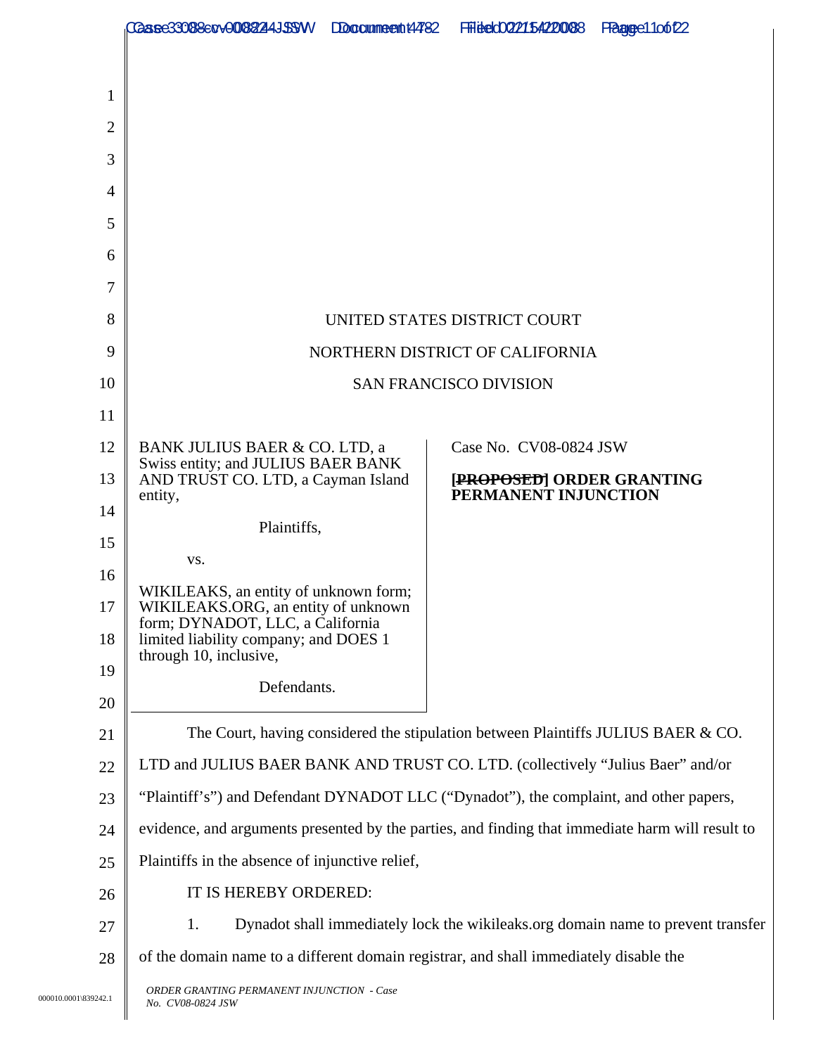UNITED STATES DISTRICT COURT

NORTHERN DISTRICT OF CALIFORNIA

SAN FRANCISCO DIVISION

| BANK JULIUS BAER & CO. LTD, a Swiss entity; and JULIUS BAER BANK AND TRUST CO. LTD, a Cayman Island entity,<br><br>Plaintiffs,<br><br>vs.<br><br>WIKILEAKS, an entity of unknown form; WIKILEAKS.ORG, an entity of unknown form; DYNADOT, LLC, a California limited liability company; and DOES 1 through 10, inclusive,<br><br>Defendants. | Case No. CV08-0824 JSW<br><br>**[~~PROPOSED~~] ORDER GRANTING PERMANENT INJUNCTION** |
|---|---|

The Court, having considered the stipulation between Plaintiffs JULIUS BAER & CO. LTD and JULIUS BAER BANK AND TRUST CO. LTD. (collectively "Julius Baer" and/or "Plaintiff's") and Defendant DYNADOT LLC ("Dynadot"), the complaint, and other papers, evidence, and arguments presented by the parties, and finding that immediate harm will result to Plaintiffs in the absence of injunctive relief,

IT IS HEREBY ORDERED:

1. Dynadot shall immediately lock the wikileaks.org domain name to prevent transfer of the domain name to a different domain registrar, and shall immediately disable the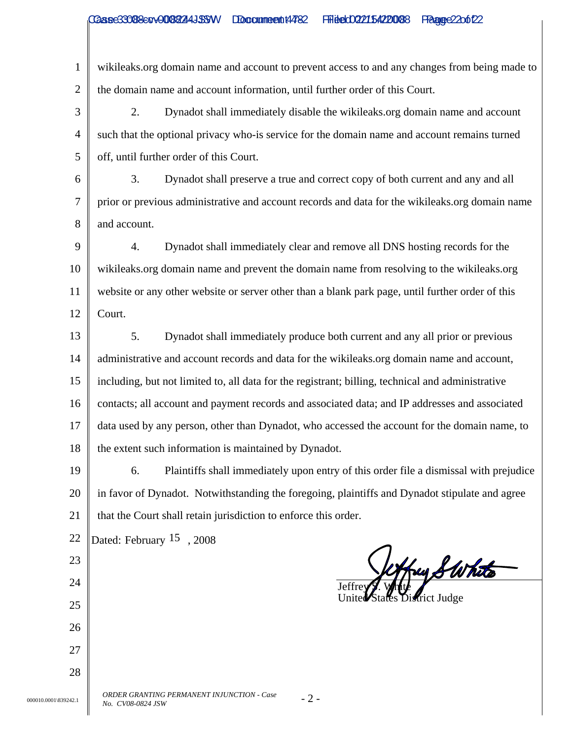wikileaks.org domain name and account to prevent access to and any changes from being made to the domain name and account information, until further order of this Court.

2. Dynadot shall immediately disable the wikileaks.org domain name and account such that the optional privacy who-is service for the domain name and account remains turned off, until further order of this Court.

3. Dynadot shall preserve a true and correct copy of both current and any and all prior or previous administrative and account records and data for the wikileaks.org domain name and account.

4. Dynadot shall immediately clear and remove all DNS hosting records for the wikileaks.org domain name and prevent the domain name from resolving to the wikileaks.org website or any other website or server other than a blank park page, until further order of this Court.

5. Dynadot shall immediately produce both current and any all prior or previous administrative and account records and data for the wikileaks.org domain name and account, including, but not limited to, all data for the registrant; billing, technical and administrative contacts; all account and payment records and associated data; and IP addresses and associated data used by any person, other than Dynadot, who accessed the account for the domain name, to the extent such information is maintained by Dynadot.

6. Plaintiffs shall immediately upon entry of this order file a dismissal with prejudice in favor of Dynadot. Notwithstanding the foregoing, plaintiffs and Dynadot stipulate and agree that the Court shall retain jurisdiction to enforce this order.

Dated: February 15 , 2008

Jeffrey S. White
United States District Judge

*ORDER GRANTING PERMANENT INJUNCTION - Case No. CV08-0824 JSW*

000010.0001\839242.1